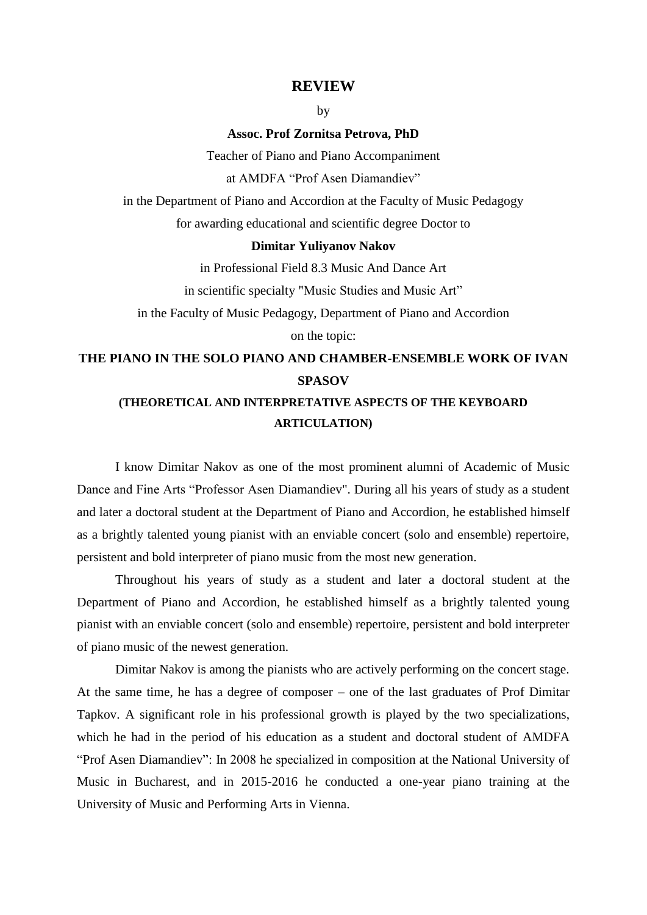# REVIEW

by

**Assoc. Prof Zornitsa Petrova, PhD**

Teacher of Piano and Piano Accompaniment

at AMDFA "Prof Asen Diamandiev"

in the Department of Piano and Accordion at the Faculty of Music Pedagogy

for awarding educational and scientific degree Doctor to

**Dimitar Yuliyanov Nakov**

in Professional Field 8.3 Music And Dance Art

in scientific specialty "Music Studies and Music Art"

in the Faculty of Music Pedagogy, Department of Piano and Accordion

on the topic:

## THE PIANO IN THE SOLO PIANO AND CHAMBER-ENSEMBLE WORK OF IVAN SPASOV

### (THEORETICAL AND INTERPRETATIVE ASPECTS OF THE KEYBOARD ARTICULATION)

I know Dimitar Nakov as one of the most prominent alumni of Academic of Music Dance and Fine Arts "Professor Asen Diamandiev". During all his years of study as a student and later a doctoral student at the Department of Piano and Accordion, he established himself as a brightly talented young pianist with an enviable concert (solo and ensemble) repertoire, persistent and bold interpreter of piano music from the most new generation.

Throughout his years of study as a student and later a doctoral student at the Department of Piano and Accordion, he established himself as a brightly talented young pianist with an enviable concert (solo and ensemble) repertoire, persistent and bold interpreter of piano music of the newest generation.

Dimitar Nakov is among the pianists who are actively performing on the concert stage. At the same time, he has a degree of composer – one of the last graduates of Prof Dimitar Tapkov. A significant role in his professional growth is played by the two specializations, which he had in the period of his education as a student and doctoral student of AMDFA "Prof Asen Diamandiev": In 2008 he specialized in composition at the National University of Music in Bucharest, and in 2015-2016 he conducted a one-year piano training at the University of Music and Performing Arts in Vienna.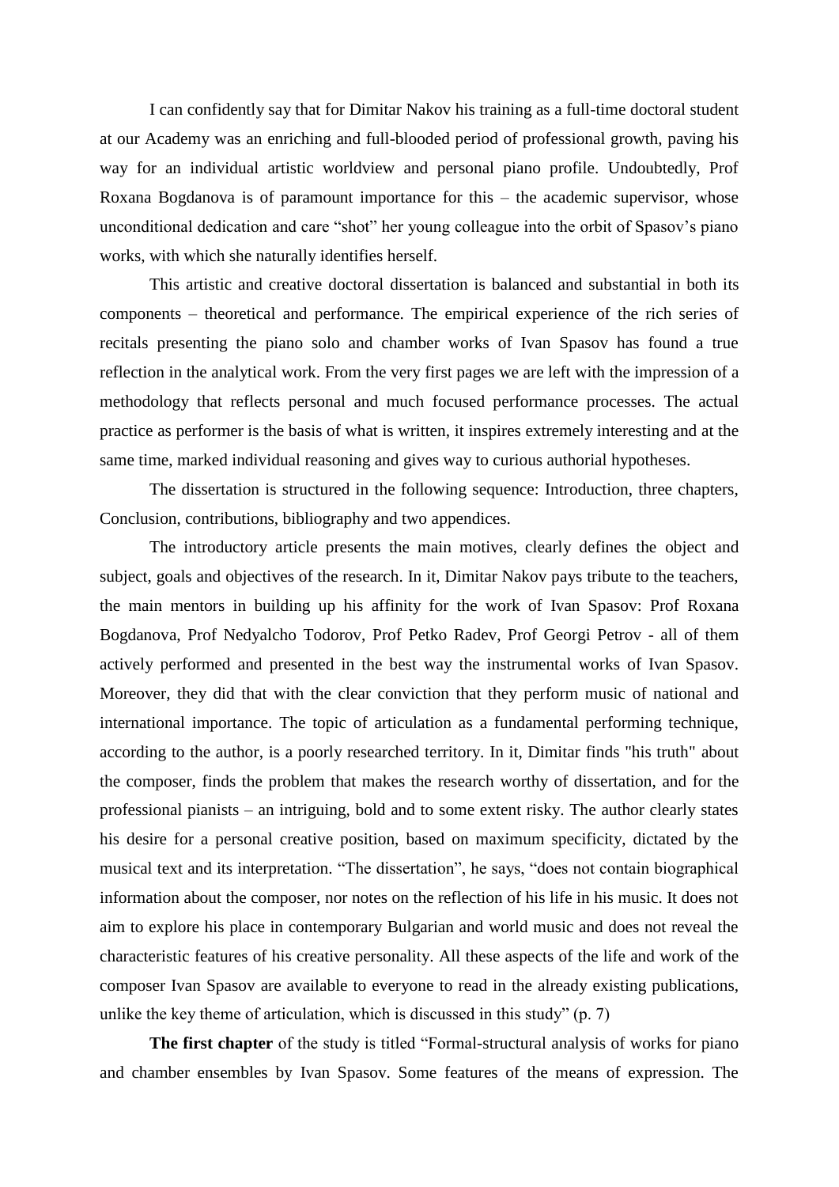I can confidently say that for Dimitar Nakov his training as a full-time doctoral student at our Academy was an enriching and full-blooded period of professional growth, paving his way for an individual artistic worldview and personal piano profile. Undoubtedly, Prof Roxana Bogdanova is of paramount importance for this – the academic supervisor, whose unconditional dedication and care "shot" her young colleague into the orbit of Spasov's piano works, with which she naturally identifies herself.

This artistic and creative doctoral dissertation is balanced and substantial in both its components – theoretical and performance. The empirical experience of the rich series of recitals presenting the piano solo and chamber works of Ivan Spasov has found a true reflection in the analytical work. From the very first pages we are left with the impression of a methodology that reflects personal and much focused performance processes. The actual practice as performer is the basis of what is written, it inspires extremely interesting and at the same time, marked individual reasoning and gives way to curious authorial hypotheses.

The dissertation is structured in the following sequence: Introduction, three chapters, Conclusion, contributions, bibliography and two appendices.

The introductory article presents the main motives, clearly defines the object and subject, goals and objectives of the research. In it, Dimitar Nakov pays tribute to the teachers, the main mentors in building up his affinity for the work of Ivan Spasov: Prof Roxana Bogdanova, Prof Nedyalcho Todorov, Prof Petko Radev, Prof Georgi Petrov - all of them actively performed and presented in the best way the instrumental works of Ivan Spasov. Moreover, they did that with the clear conviction that they perform music of national and international importance. The topic of articulation as a fundamental performing technique, according to the author, is a poorly researched territory. In it, Dimitar finds "his truth" about the composer, finds the problem that makes the research worthy of dissertation, and for the professional pianists – an intriguing, bold and to some extent risky. The author clearly states his desire for a personal creative position, based on maximum specificity, dictated by the musical text and its interpretation. "The dissertation", he says, "does not contain biographical information about the composer, nor notes on the reflection of his life in his music. It does not aim to explore his place in contemporary Bulgarian and world music and does not reveal the characteristic features of his creative personality. All these aspects of the life and work of the composer Ivan Spasov are available to everyone to read in the already existing publications, unlike the key theme of articulation, which is discussed in this study" (p. 7)

**The first chapter** of the study is titled "Formal-structural analysis of works for piano and chamber ensembles by Ivan Spasov. Some features of the means of expression. The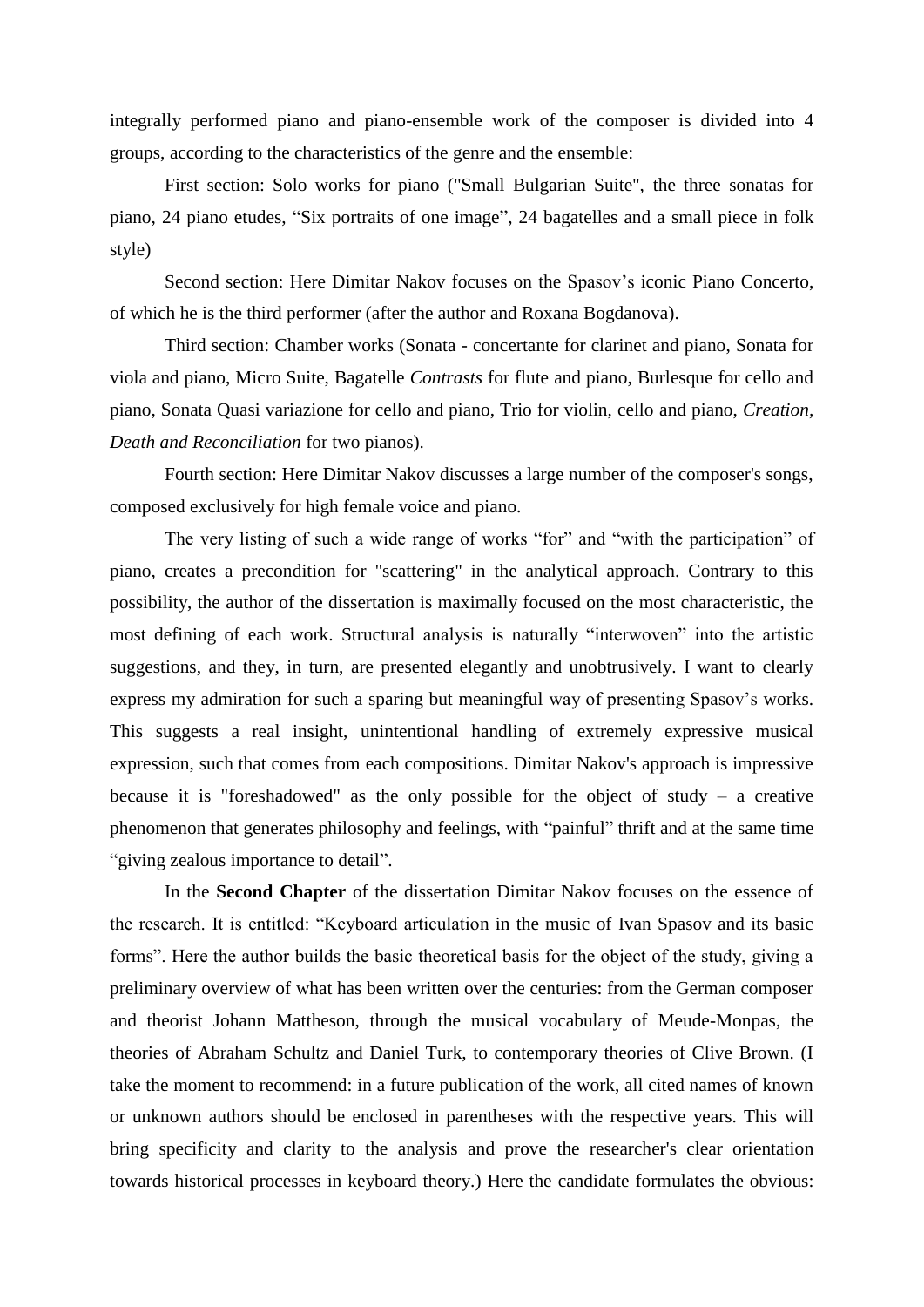integrally performed piano and piano-ensemble work of the composer is divided into 4 groups, according to the characteristics of the genre and the ensemble:

First section: Solo works for piano ("Small Bulgarian Suite", the three sonatas for piano, 24 piano etudes, “Six portraits of one image”, 24 bagatelles and a small piece in folk style)

Second section: Here Dimitar Nakov focuses on the Spasov’s iconic Piano Concerto, of which he is the third performer (after the author and Roxana Bogdanova).

Third section: Chamber works (Sonata - concertante for clarinet and piano, Sonata for viola and piano, Micro Suite, Bagatelle *Contrasts* for flute and piano, Burlesque for cello and piano, Sonata Quasi variazione for cello and piano, Trio for violin, cello and piano, *Creation, Death and Reconciliation* for two pianos).

Fourth section: Here Dimitar Nakov discusses a large number of the composer's songs, composed exclusively for high female voice and piano.

The very listing of such a wide range of works “for” and “with the participation” of piano, creates a precondition for "scattering" in the analytical approach. Contrary to this possibility, the author of the dissertation is maximally focused on the most characteristic, the most defining of each work. Structural analysis is naturally “interwoven” into the artistic suggestions, and they, in turn, are presented elegantly and unobtrusively. I want to clearly express my admiration for such a sparing but meaningful way of presenting Spasov’s works. This suggests a real insight, unintentional handling of extremely expressive musical expression, such that comes from each compositions. Dimitar Nakov's approach is impressive because it is "foreshadowed" as the only possible for the object of study – a creative phenomenon that generates philosophy and feelings, with “painful” thrift and at the same time “giving zealous importance to detail”.

In the **Second Chapter** of the dissertation Dimitar Nakov focuses on the essence of the research. It is entitled: “Keyboard articulation in the music of Ivan Spasov and its basic forms”. Here the author builds the basic theoretical basis for the object of the study, giving a preliminary overview of what has been written over the centuries: from the German composer and theorist Johann Mattheson, through the musical vocabulary of Meude-Monpas, the theories of Abraham Schultz and Daniel Turk, to contemporary theories of Clive Brown. (I take the moment to recommend: in a future publication of the work, all cited names of known or unknown authors should be enclosed in parentheses with the respective years. This will bring specificity and clarity to the analysis and prove the researcher's clear orientation towards historical processes in keyboard theory.) Here the candidate formulates the obvious: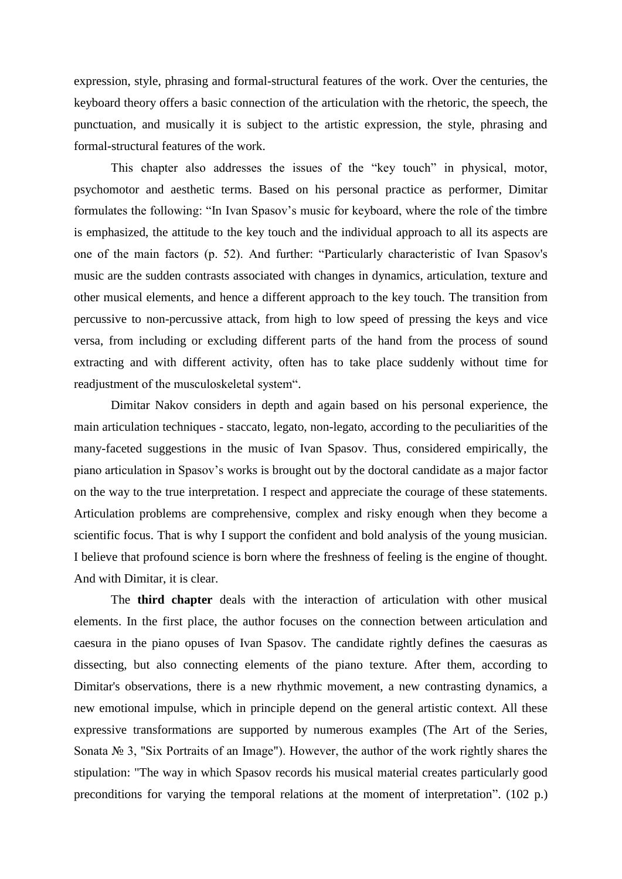expression, style, phrasing and formal-structural features of the work. Over the centuries, the keyboard theory offers a basic connection of the articulation with the rhetoric, the speech, the punctuation, and musically it is subject to the artistic expression, the style, phrasing and formal-structural features of the work.

This chapter also addresses the issues of the "key touch" in physical, motor, psychomotor and aesthetic terms. Based on his personal practice as performer, Dimitar formulates the following: "In Ivan Spasov's music for keyboard, where the role of the timbre is emphasized, the attitude to the key touch and the individual approach to all its aspects are one of the main factors (p. 52). And further: "Particularly characteristic of Ivan Spasov's music are the sudden contrasts associated with changes in dynamics, articulation, texture and other musical elements, and hence a different approach to the key touch. The transition from percussive to non-percussive attack, from high to low speed of pressing the keys and vice versa, from including or excluding different parts of the hand from the process of sound extracting and with different activity, often has to take place suddenly without time for readjustment of the musculoskeletal system".

Dimitar Nakov considers in depth and again based on his personal experience, the main articulation techniques - staccato, legato, non-legato, according to the peculiarities of the many-faceted suggestions in the music of Ivan Spasov. Thus, considered empirically, the piano articulation in Spasov's works is brought out by the doctoral candidate as a major factor on the way to the true interpretation. I respect and appreciate the courage of these statements. Articulation problems are comprehensive, complex and risky enough when they become a scientific focus. That is why I support the confident and bold analysis of the young musician. I believe that profound science is born where the freshness of feeling is the engine of thought. And with Dimitar, it is clear.

The **third chapter** deals with the interaction of articulation with other musical elements. In the first place, the author focuses on the connection between articulation and caesura in the piano opuses of Ivan Spasov. The candidate rightly defines the caesuras as dissecting, but also connecting elements of the piano texture. After them, according to Dimitar's observations, there is a new rhythmic movement, a new contrasting dynamics, a new emotional impulse, which in principle depend on the general artistic context. All these expressive transformations are supported by numerous examples (The Art of the Series, Sonata № 3, "Six Portraits of an Image"). However, the author of the work rightly shares the stipulation: "The way in which Spasov records his musical material creates particularly good preconditions for varying the temporal relations at the moment of interpretation". (102 p.)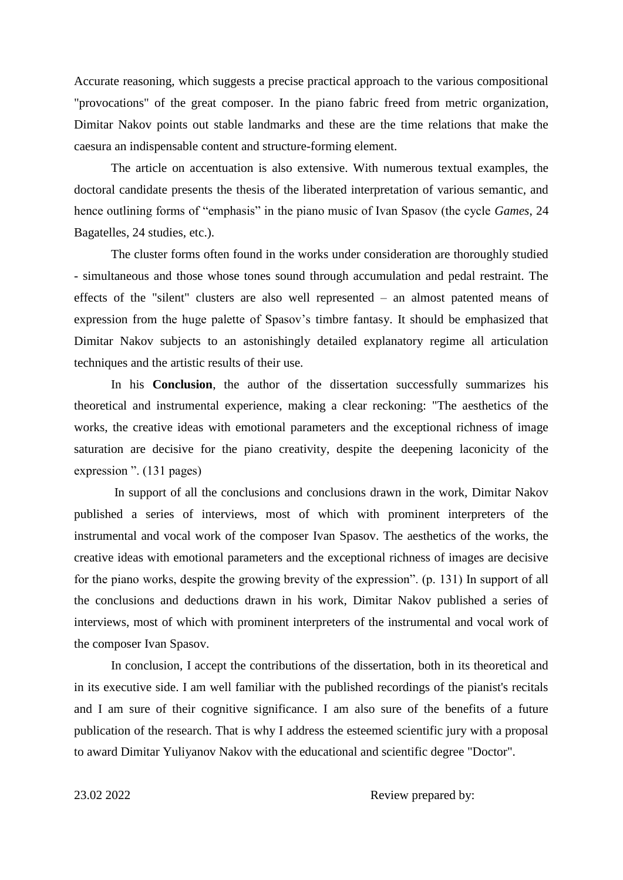Accurate reasoning, which suggests a precise practical approach to the various compositional "provocations" of the great composer. In the piano fabric freed from metric organization, Dimitar Nakov points out stable landmarks and these are the time relations that make the caesura an indispensable content and structure-forming element.

The article on accentuation is also extensive. With numerous textual examples, the doctoral candidate presents the thesis of the liberated interpretation of various semantic, and hence outlining forms of “emphasis” in the piano music of Ivan Spasov (the cycle *Games*, 24 Bagatelles, 24 studies, etc.).

The cluster forms often found in the works under consideration are thoroughly studied - simultaneous and those whose tones sound through accumulation and pedal restraint. The effects of the "silent" clusters are also well represented – an almost patented means of expression from the huge palette of Spasov’s timbre fantasy. It should be emphasized that Dimitar Nakov subjects to an astonishingly detailed explanatory regime all articulation techniques and the artistic results of their use.

In his **Conclusion**, the author of the dissertation successfully summarizes his theoretical and instrumental experience, making a clear reckoning: "The aesthetics of the works, the creative ideas with emotional parameters and the exceptional richness of image saturation are decisive for the piano creativity, despite the deepening laconicity of the expression ”. (131 pages)

In support of all the conclusions and conclusions drawn in the work, Dimitar Nakov published a series of interviews, most of which with prominent interpreters of the instrumental and vocal work of the composer Ivan Spasov. The aesthetics of the works, the creative ideas with emotional parameters and the exceptional richness of images are decisive for the piano works, despite the growing brevity of the expression”. (p. 131) In support of all the conclusions and deductions drawn in his work, Dimitar Nakov published a series of interviews, most of which with prominent interpreters of the instrumental and vocal work of the composer Ivan Spasov.

In conclusion, I accept the contributions of the dissertation, both in its theoretical and in its executive side. I am well familiar with the published recordings of the pianist's recitals and I am sure of their cognitive significance. I am also sure of the benefits of a future publication of the research. That is why I address the esteemed scientific jury with a proposal to award Dimitar Yuliyanov Nakov with the educational and scientific degree "Doctor".

23.02 2022 Review prepared by: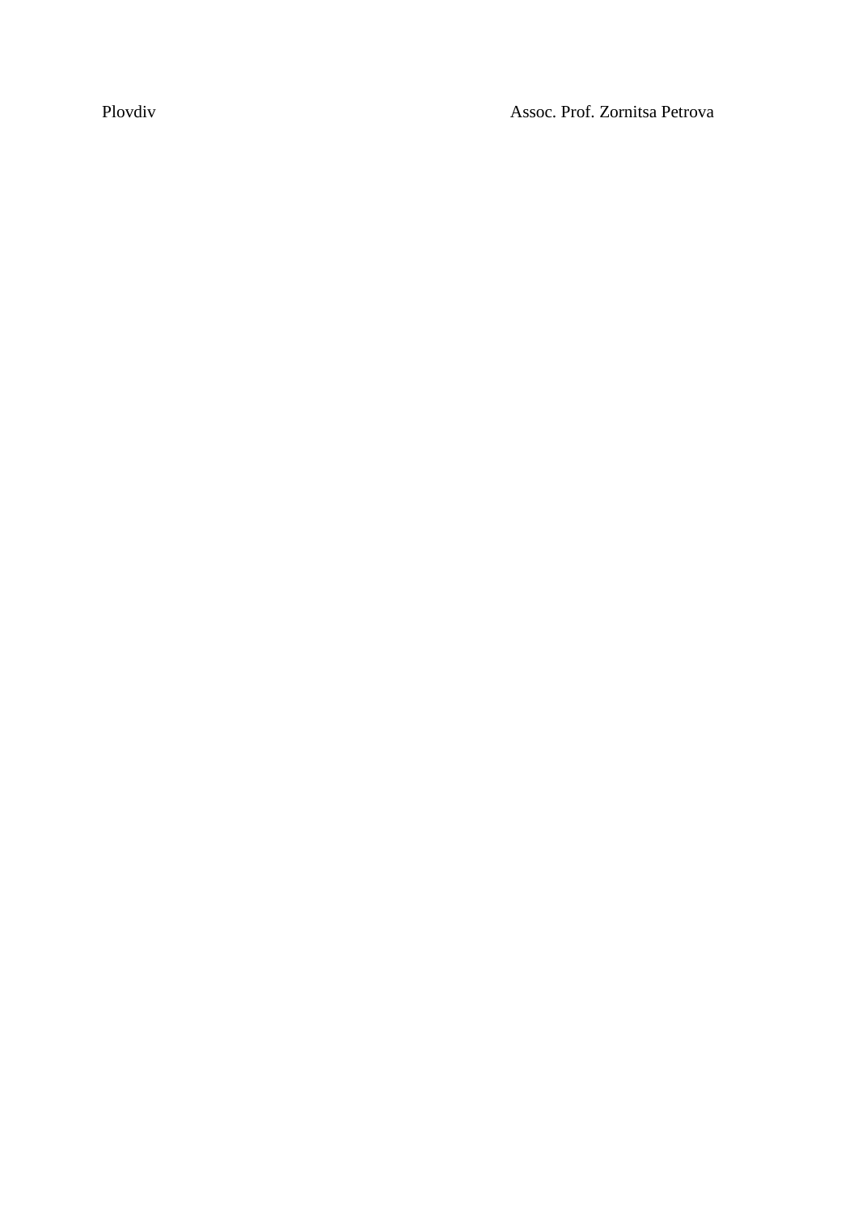Plovdiv Assoc. Prof. Zornitsa Petrova